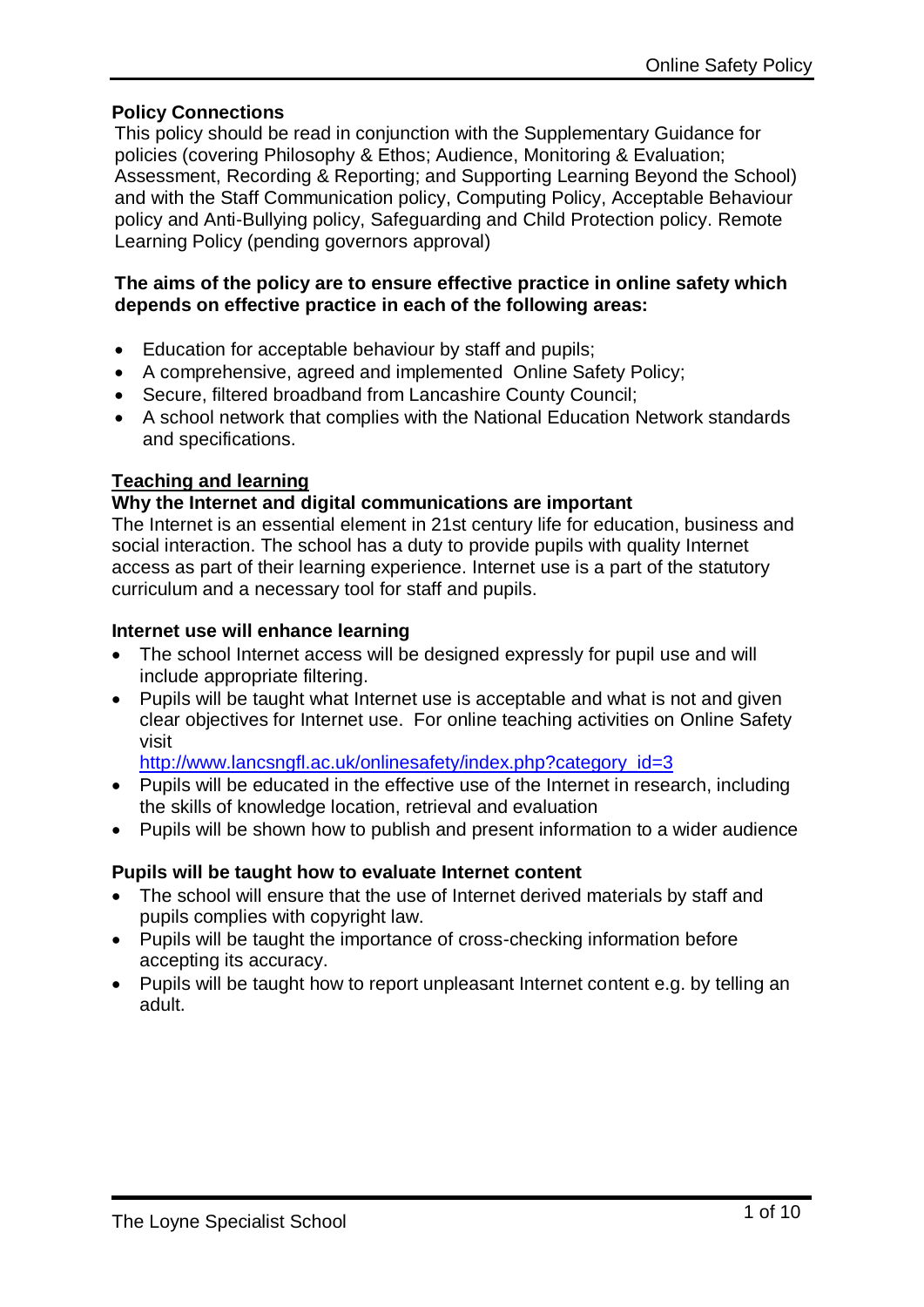**Policy Connections**

This policy should be read in conjunction with the Supplementary Guidance for policies (covering Philosophy & Ethos; Audience, Monitoring & Evaluation; Assessment, Recording & Reporting; and Supporting Learning Beyond the School) and with the Staff Communication policy, Computing Policy, Acceptable Behaviour policy and Anti-Bullying policy, Safeguarding and Child Protection policy. Remote Learning Policy (pending governors approval)

**The aims of the policy are to ensure effective practice in online safety which depends on effective practice in each of the following areas:**

- Education for acceptable behaviour by staff and pupils;
- A comprehensive, agreed and implemented Online Safety Policy;
- Secure, filtered broadband from Lancashire County Council;
- A school network that complies with the National Education Network standards and specifications.

## Teaching and learning

### Why the Internet and digital communications are important

The Internet is an essential element in 21st century life for education, business and social interaction. The school has a duty to provide pupils with quality Internet access as part of their learning experience. Internet use is a part of the statutory curriculum and a necessary tool for staff and pupils.

### Internet use will enhance learning

- The school Internet access will be designed expressly for pupil use and will include appropriate filtering.
- Pupils will be taught what Internet use is acceptable and what is not and given clear objectives for Internet use. For online teaching activities on Online Safety visit http://www.lancsngfl.ac.uk/onlinesafety/index.php?category_id=3
- Pupils will be educated in the effective use of the Internet in research, including the skills of knowledge location, retrieval and evaluation
- Pupils will be shown how to publish and present information to a wider audience

### Pupils will be taught how to evaluate Internet content

- The school will ensure that the use of Internet derived materials by staff and pupils complies with copyright law.
- Pupils will be taught the importance of cross-checking information before accepting its accuracy.
- Pupils will be taught how to report unpleasant Internet content e.g. by telling an adult.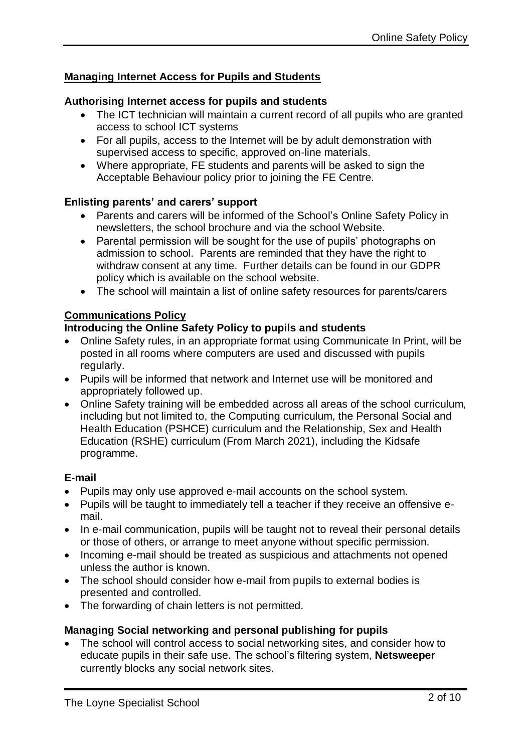## Managing Internet Access for Pupils and Students

### Authorising Internet access for pupils and students

- The ICT technician will maintain a current record of all pupils who are granted access to school ICT systems
- For all pupils, access to the Internet will be by adult demonstration with supervised access to specific, approved on-line materials.
- Where appropriate, FE students and parents will be asked to sign the Acceptable Behaviour policy prior to joining the FE Centre.

### Enlisting parents' and carers' support

- Parents and carers will be informed of the School's Online Safety Policy in newsletters, the school brochure and via the school Website.
- Parental permission will be sought for the use of pupils' photographs on admission to school. Parents are reminded that they have the right to withdraw consent at any time. Further details can be found in our GDPR policy which is available on the school website.
- The school will maintain a list of online safety resources for parents/carers

## Communications Policy

### Introducing the Online Safety Policy to pupils and students

- Online Safety rules, in an appropriate format using Communicate In Print, will be posted in all rooms where computers are used and discussed with pupils regularly.
- Pupils will be informed that network and Internet use will be monitored and appropriately followed up.
- Online Safety training will be embedded across all areas of the school curriculum, including but not limited to, the Computing curriculum, the Personal Social and Health Education (PSHCE) curriculum and the Relationship, Sex and Health Education (RSHE) curriculum (From March 2021), including the Kidsafe programme.

### E-mail

- Pupils may only use approved e-mail accounts on the school system.
- Pupils will be taught to immediately tell a teacher if they receive an offensive e-mail.
- In e-mail communication, pupils will be taught not to reveal their personal details or those of others, or arrange to meet anyone without specific permission.
- Incoming e-mail should be treated as suspicious and attachments not opened unless the author is known.
- The school should consider how e-mail from pupils to external bodies is presented and controlled.
- The forwarding of chain letters is not permitted.

### Managing Social networking and personal publishing for pupils

- The school will control access to social networking sites, and consider how to educate pupils in their safe use. The school's filtering system, **Netsweeper** currently blocks any social network sites.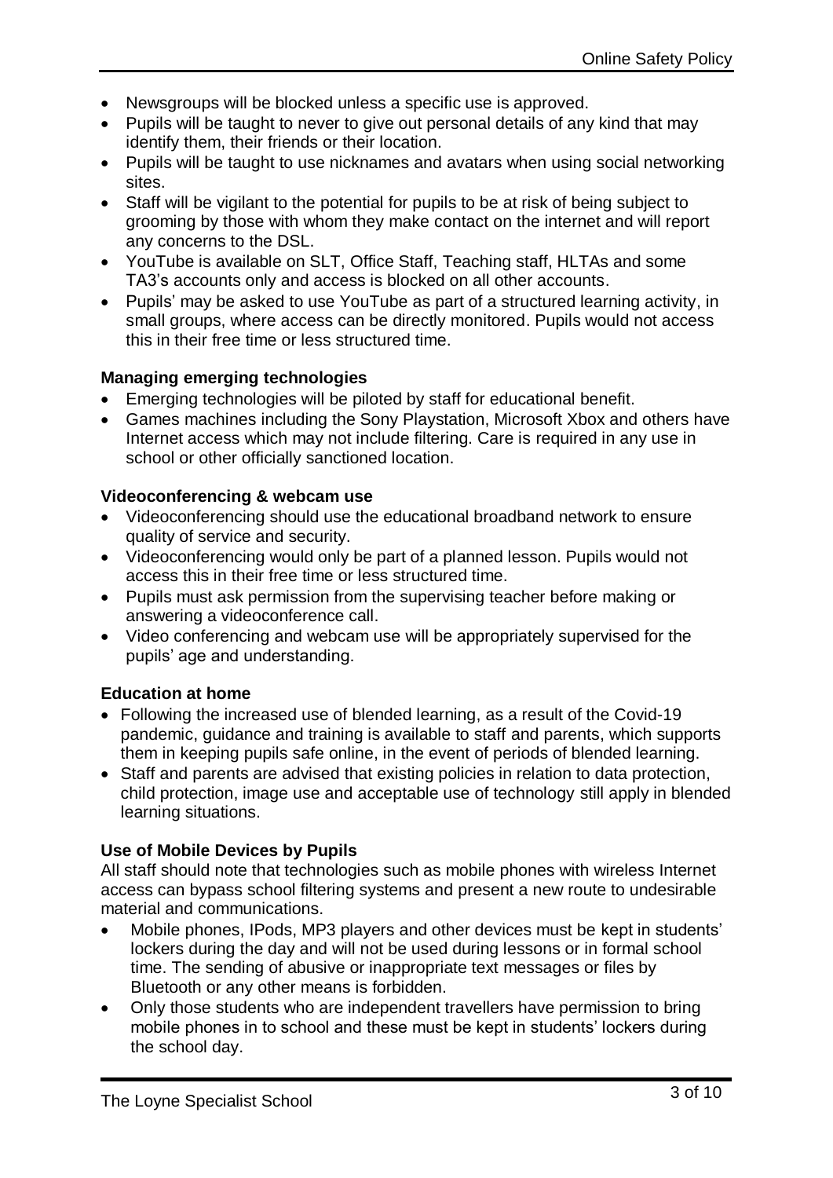- Newsgroups will be blocked unless a specific use is approved.
- Pupils will be taught to never to give out personal details of any kind that may identify them, their friends or their location.
- Pupils will be taught to use nicknames and avatars when using social networking sites.
- Staff will be vigilant to the potential for pupils to be at risk of being subject to grooming by those with whom they make contact on the internet and will report any concerns to the DSL.
- YouTube is available on SLT, Office Staff, Teaching staff, HLTAs and some TA3's accounts only and access is blocked on all other accounts.
- Pupils' may be asked to use YouTube as part of a structured learning activity, in small groups, where access can be directly monitored. Pupils would not access this in their free time or less structured time.

**Managing emerging technologies**

- Emerging technologies will be piloted by staff for educational benefit.
- Games machines including the Sony Playstation, Microsoft Xbox and others have Internet access which may not include filtering. Care is required in any use in school or other officially sanctioned location.

**Videoconferencing & webcam use**

- Videoconferencing should use the educational broadband network to ensure quality of service and security.
- Videoconferencing would only be part of a planned lesson. Pupils would not access this in their free time or less structured time.
- Pupils must ask permission from the supervising teacher before making or answering a videoconference call.
- Video conferencing and webcam use will be appropriately supervised for the pupils' age and understanding.

**Education at home**

- Following the increased use of blended learning, as a result of the Covid-19 pandemic, guidance and training is available to staff and parents, which supports them in keeping pupils safe online, in the event of periods of blended learning.
- Staff and parents are advised that existing policies in relation to data protection, child protection, image use and acceptable use of technology still apply in blended learning situations.

**Use of Mobile Devices by Pupils**

All staff should note that technologies such as mobile phones with wireless Internet access can bypass school filtering systems and present a new route to undesirable material and communications.

- Mobile phones, IPods, MP3 players and other devices must be kept in students' lockers during the day and will not be used during lessons or in formal school time. The sending of abusive or inappropriate text messages or files by Bluetooth or any other means is forbidden.
- Only those students who are independent travellers have permission to bring mobile phones in to school and these must be kept in students' lockers during the school day.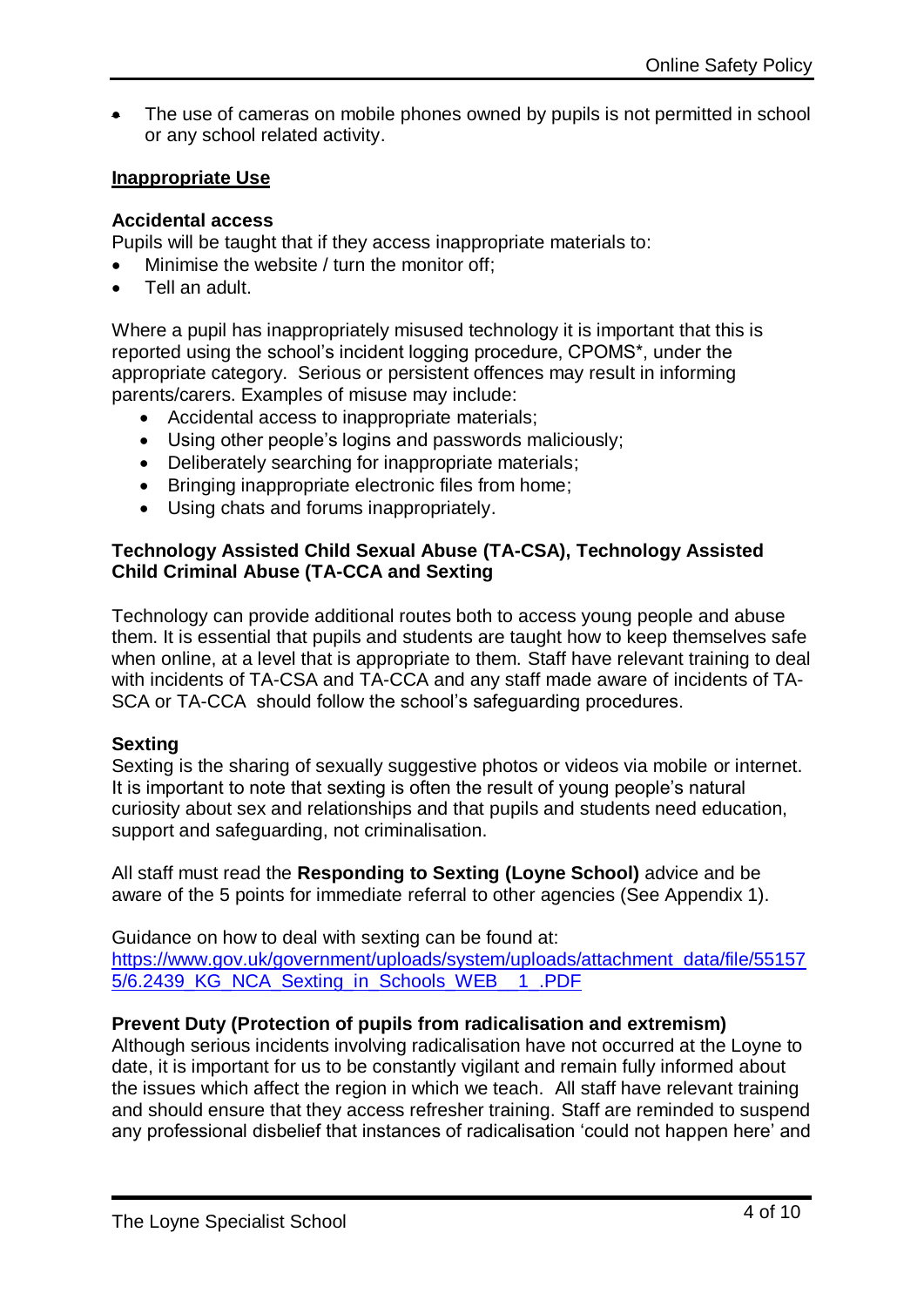- The use of cameras on mobile phones owned by pupils is not permitted in school or any school related activity.

## Inappropriate Use

### Accidental access

Pupils will be taught that if they access inappropriate materials to:

- Minimise the website / turn the monitor off;
- Tell an adult.

Where a pupil has inappropriately misused technology it is important that this is reported using the school's incident logging procedure, CPOMS*, under the appropriate category. Serious or persistent offences may result in informing parents/carers. Examples of misuse may include:

- Accidental access to inappropriate materials;
- Using other people's logins and passwords maliciously;
- Deliberately searching for inappropriate materials;
- Bringing inappropriate electronic files from home;
- Using chats and forums inappropriately.

### Technology Assisted Child Sexual Abuse (TA-CSA), Technology Assisted Child Criminal Abuse (TA-CCA and Sexting

Technology can provide additional routes both to access young people and abuse them. It is essential that pupils and students are taught how to keep themselves safe when online, at a level that is appropriate to them. Staff have relevant training to deal with incidents of TA-CSA and TA-CCA and any staff made aware of incidents of TA-SCA or TA-CCA should follow the school's safeguarding procedures.

### Sexting

Sexting is the sharing of sexually suggestive photos or videos via mobile or internet. It is important to note that sexting is often the result of young people's natural curiosity about sex and relationships and that pupils and students need education, support and safeguarding, not criminalisation.

All staff must read the **Responding to Sexting (Loyne School)** advice and be aware of the 5 points for immediate referral to other agencies (See Appendix 1).

Guidance on how to deal with sexting can be found at:
[https://www.gov.uk/government/uploads/system/uploads/attachment_data/file/551575/6.2439_KG_NCA_Sexting_in_Schools_WEB__1_.PDF](https://www.gov.uk/government/uploads/system/uploads/attachment_data/file/551575/6.2439_KG_NCA_Sexting_in_Schools_WEB__1_.PDF)

### Prevent Duty (Protection of pupils from radicalisation and extremism)

Although serious incidents involving radicalisation have not occurred at the Loyne to date, it is important for us to be constantly vigilant and remain fully informed about the issues which affect the region in which we teach. All staff have relevant training and should ensure that they access refresher training. Staff are reminded to suspend any professional disbelief that instances of radicalisation 'could not happen here' and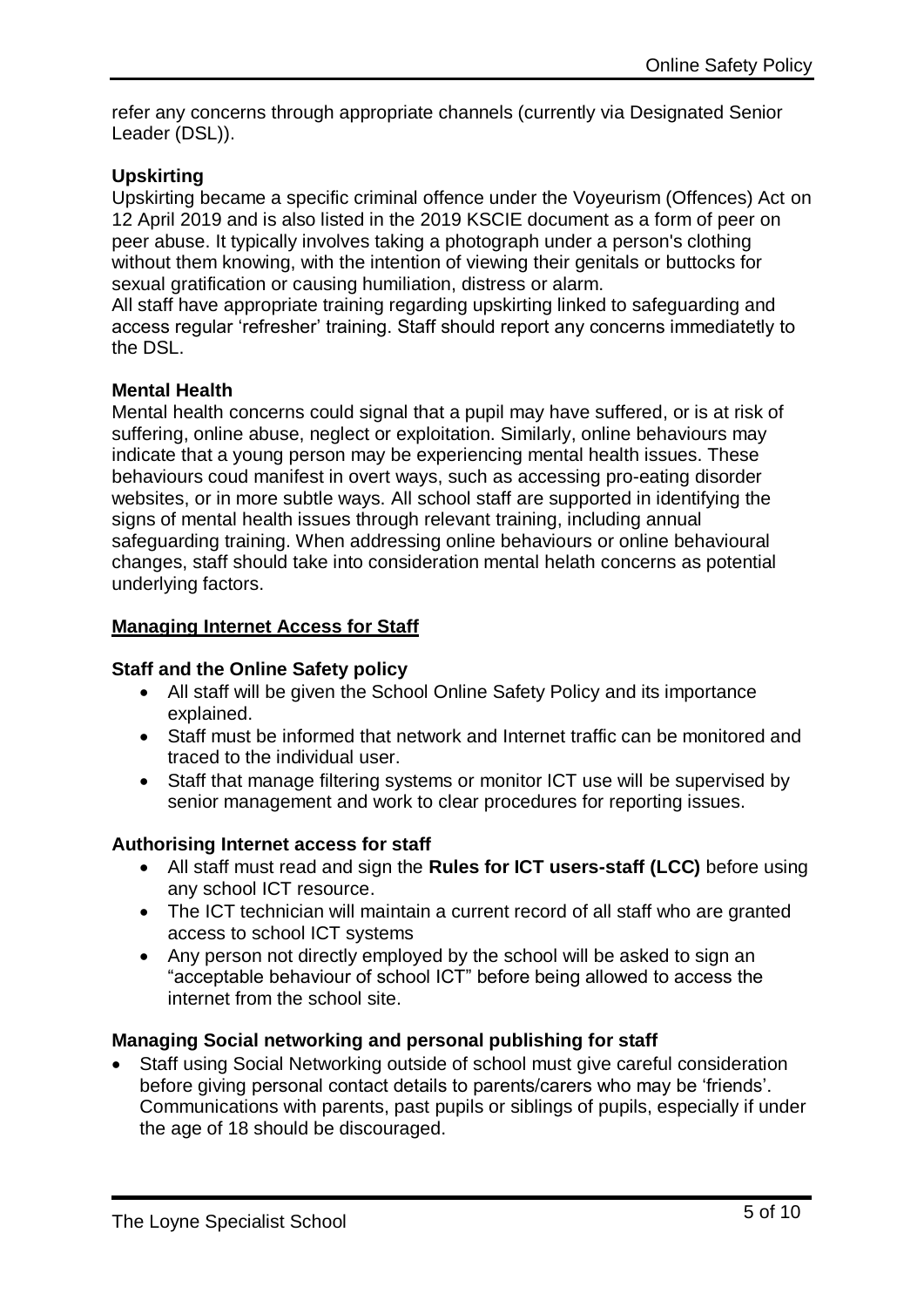refer any concerns through appropriate channels (currently via Designated Senior Leader (DSL)).

**Upskirting**

Upskirting became a specific criminal offence under the Voyeurism (Offences) Act on 12 April 2019 and is also listed in the 2019 KSCIE document as a form of peer on peer abuse. It typically involves taking a photograph under a person's clothing without them knowing, with the intention of viewing their genitals or buttocks for sexual gratification or causing humiliation, distress or alarm.

All staff have appropriate training regarding upskirting linked to safeguarding and access regular 'refresher' training. Staff should report any concerns immediatetly to the DSL.

**Mental Health**

Mental health concerns could signal that a pupil may have suffered, or is at risk of suffering, online abuse, neglect or exploitation. Similarly, online behaviours may indicate that a young person may be experiencing mental health issues. These behaviours coud manifest in overt ways, such as accessing pro-eating disorder websites, or in more subtle ways. All school staff are supported in identifying the signs of mental health issues through relevant training, including annual safeguarding training. When addressing online behaviours or online behavioural changes, staff should take into consideration mental helath concerns as potential underlying factors.

## Managing Internet Access for Staff

**Staff and the Online Safety policy**

- All staff will be given the School Online Safety Policy and its importance explained.
- Staff must be informed that network and Internet traffic can be monitored and traced to the individual user.
- Staff that manage filtering systems or monitor ICT use will be supervised by senior management and work to clear procedures for reporting issues.

**Authorising Internet access for staff**

- All staff must read and sign the **Rules for ICT users-staff (LCC)** before using any school ICT resource.
- The ICT technician will maintain a current record of all staff who are granted access to school ICT systems
- Any person not directly employed by the school will be asked to sign an "acceptable behaviour of school ICT" before being allowed to access the internet from the school site.

**Managing Social networking and personal publishing for staff**

- Staff using Social Networking outside of school must give careful consideration before giving personal contact details to parents/carers who may be 'friends'. Communications with parents, past pupils or siblings of pupils, especially if under the age of 18 should be discouraged.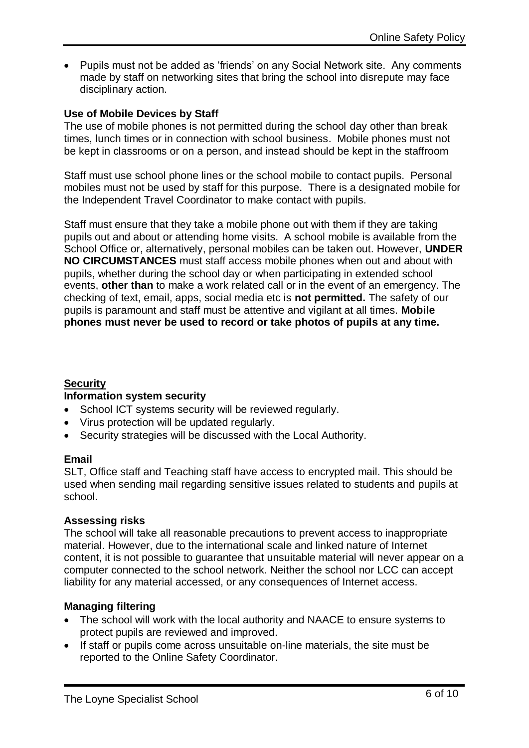- Pupils must not be added as 'friends' on any Social Network site. Any comments made by staff on networking sites that bring the school into disrepute may face disciplinary action.

**Use of Mobile Devices by Staff**

The use of mobile phones is not permitted during the school day other than break times, lunch times or in connection with school business. Mobile phones must not be kept in classrooms or on a person, and instead should be kept in the staffroom

Staff must use school phone lines or the school mobile to contact pupils. Personal mobiles must not be used by staff for this purpose. There is a designated mobile for the Independent Travel Coordinator to make contact with pupils.

Staff must ensure that they take a mobile phone out with them if they are taking pupils out and about or attending home visits. A school mobile is available from the School Office or, alternatively, personal mobiles can be taken out. However, **UNDER NO CIRCUMSTANCES** must staff access mobile phones when out and about with pupils, whether during the school day or when participating in extended school events, **other than** to make a work related call or in the event of an emergency. The checking of text, email, apps, social media etc is **not permitted.** The safety of our pupils is paramount and staff must be attentive and vigilant at all times. **Mobile phones must never be used to record or take photos of pupils at any time.**

## Security

**Information system security**

- School ICT systems security will be reviewed regularly.
- Virus protection will be updated regularly.
- Security strategies will be discussed with the Local Authority.

**Email**

SLT, Office staff and Teaching staff have access to encrypted mail. This should be used when sending mail regarding sensitive issues related to students and pupils at school.

**Assessing risks**

The school will take all reasonable precautions to prevent access to inappropriate material. However, due to the international scale and linked nature of Internet content, it is not possible to guarantee that unsuitable material will never appear on a computer connected to the school network. Neither the school nor LCC can accept liability for any material accessed, or any consequences of Internet access.

**Managing filtering**

- The school will work with the local authority and NAACE to ensure systems to protect pupils are reviewed and improved.
- If staff or pupils come across unsuitable on-line materials, the site must be reported to the Online Safety Coordinator.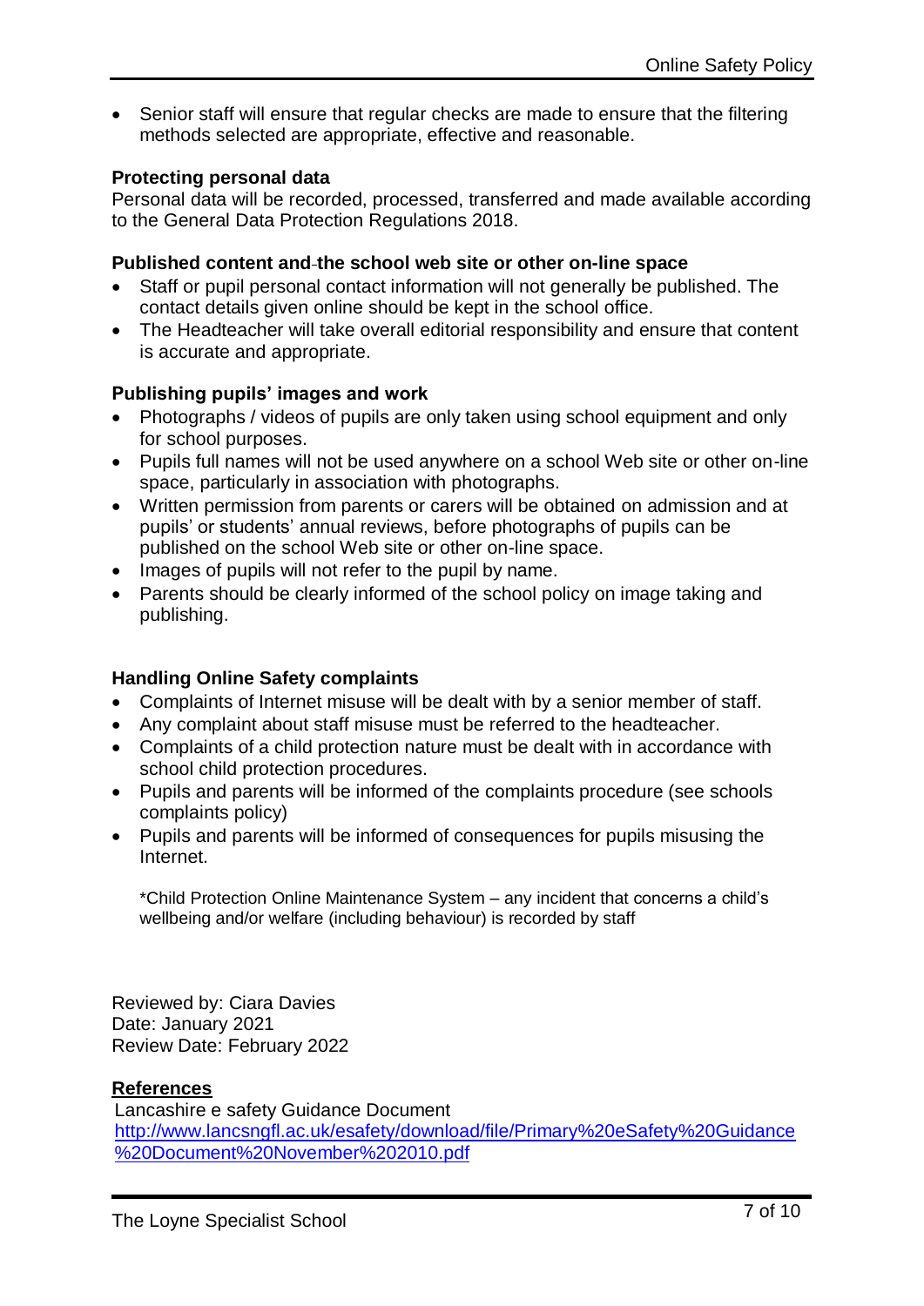- Senior staff will ensure that regular checks are made to ensure that the filtering methods selected are appropriate, effective and reasonable.

**Protecting personal data**

Personal data will be recorded, processed, transferred and made available according to the General Data Protection Regulations 2018.

**Published content and the school web site or other on-line space**

- Staff or pupil personal contact information will not generally be published. The contact details given online should be kept in the school office.
- The Headteacher will take overall editorial responsibility and ensure that content is accurate and appropriate.

**Publishing pupils' images and work**

- Photographs / videos of pupils are only taken using school equipment and only for school purposes.
- Pupils full names will not be used anywhere on a school Web site or other on-line space, particularly in association with photographs.
- Written permission from parents or carers will be obtained on admission and at pupils' or students' annual reviews, before photographs of pupils can be published on the school Web site or other on-line space.
- Images of pupils will not refer to the pupil by name.
- Parents should be clearly informed of the school policy on image taking and publishing.

**Handling Online Safety complaints**

- Complaints of Internet misuse will be dealt with by a senior member of staff.
- Any complaint about staff misuse must be referred to the headteacher.
- Complaints of a child protection nature must be dealt with in accordance with school child protection procedures.
- Pupils and parents will be informed of the complaints procedure (see schools complaints policy)
- Pupils and parents will be informed of consequences for pupils misusing the Internet.

*Child Protection Online Maintenance System – any incident that concerns a child's wellbeing and/or welfare (including behaviour) is recorded by staff

Reviewed by: Ciara Davies
Date: January 2021
Review Date: February 2022

**References**

Lancashire e safety Guidance Document
http://www.lancsngfl.ac.uk/esafety/download/file/Primary%20eSafety%20Guidance%20Document%20November%202010.pdf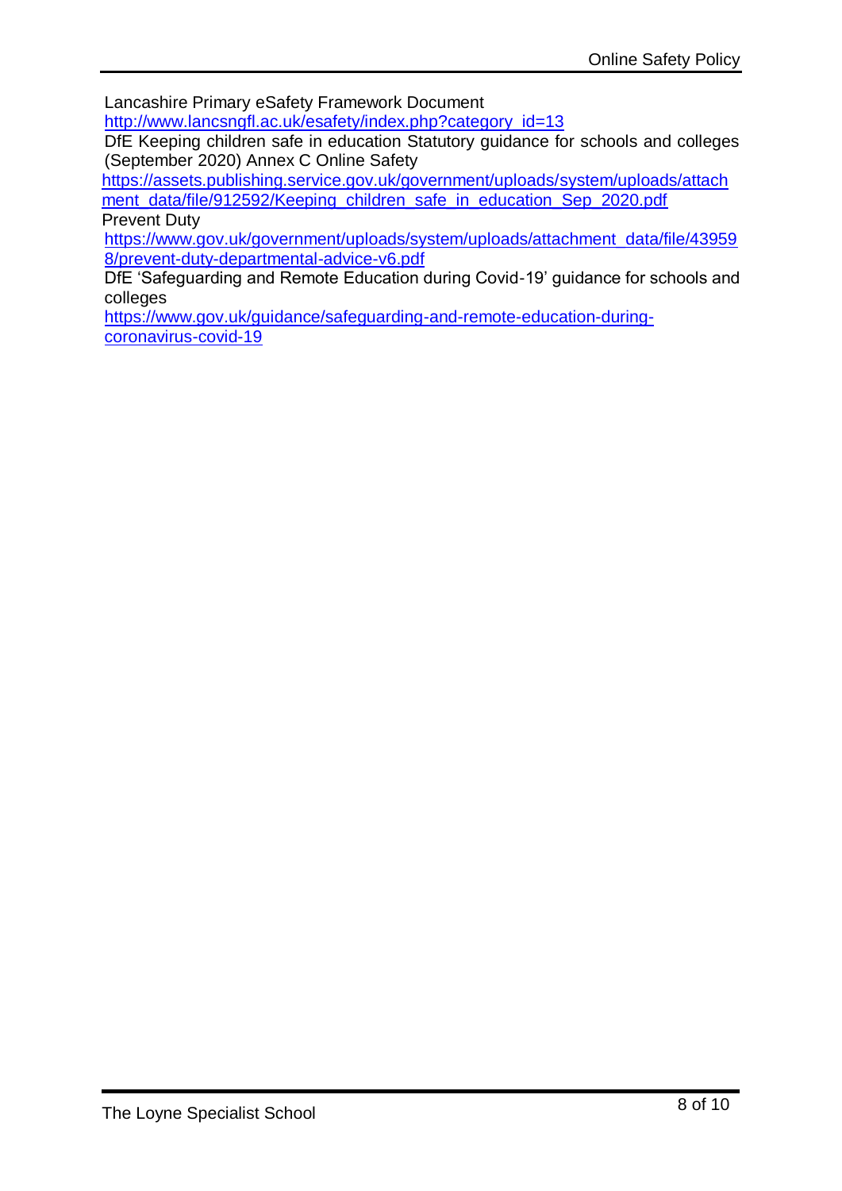Lancashire Primary eSafety Framework Document
http://www.lancsngfl.ac.uk/esafety/index.php?category_id=13

DfE Keeping children safe in education Statutory guidance for schools and colleges (September 2020) Annex C Online Safety
https://assets.publishing.service.gov.uk/government/uploads/system/uploads/attachment_data/file/912592/Keeping_children_safe_in_education_Sep_2020.pdf

Prevent Duty
https://www.gov.uk/government/uploads/system/uploads/attachment_data/file/439598/prevent-duty-departmental-advice-v6.pdf

DfE 'Safeguarding and Remote Education during Covid-19' guidance for schools and colleges
https://www.gov.uk/guidance/safeguarding-and-remote-education-during-coronavirus-covid-19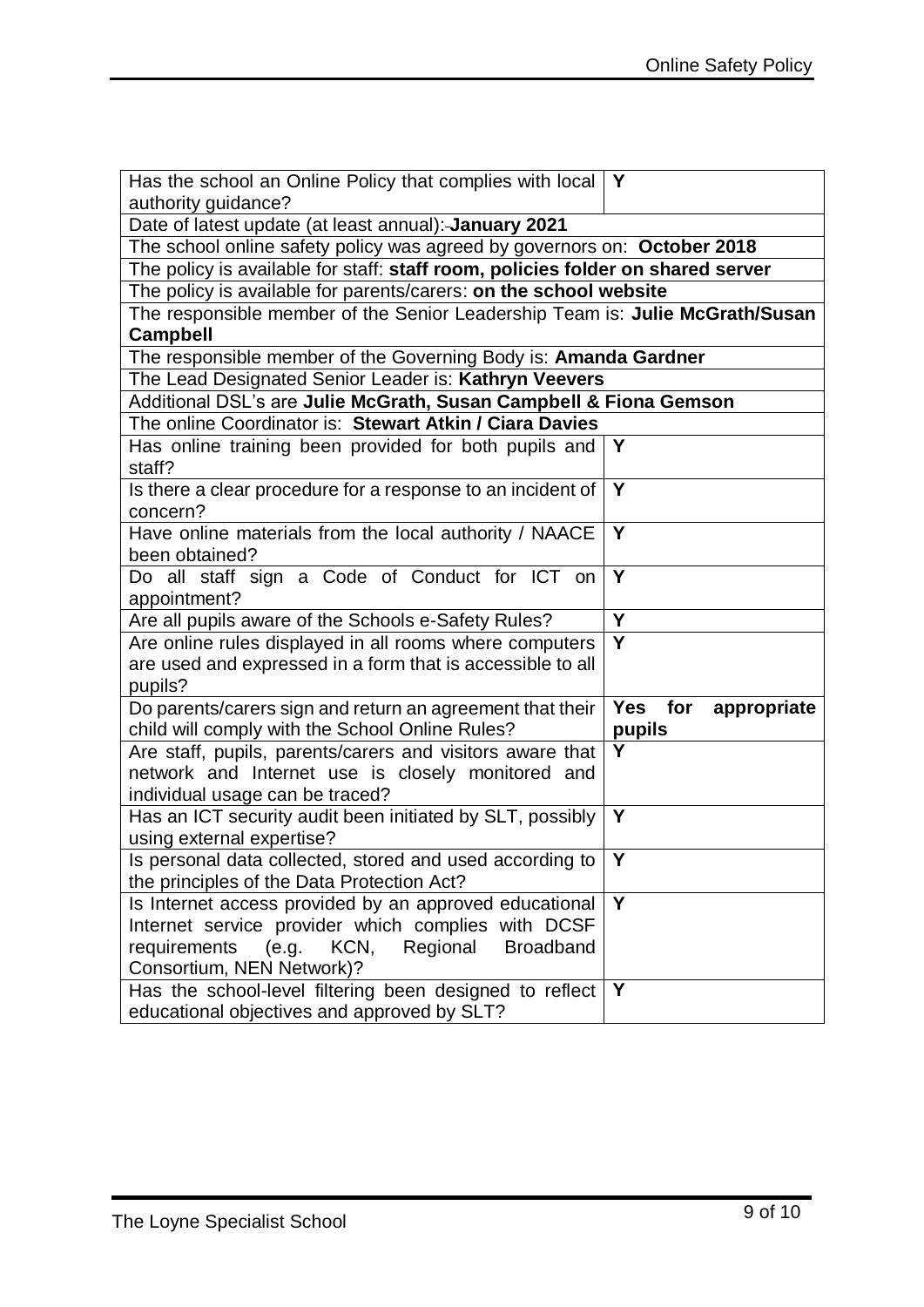| Has the school an Online Policy that complies with local authority guidance? | Y |
|---|---|
| Date of latest update (at least annual): **January 2021** | |
| The school online safety policy was agreed by governors on: **October 2018** | |
| The policy is available for staff: **staff room, policies folder on shared server** | |
| The policy is available for parents/carers: **on the school website** | |
| The responsible member of the Senior Leadership Team is: **Julie McGrath/Susan Campbell** | |
| The responsible member of the Governing Body is: **Amanda Gardner** | |
| The Lead Designated Senior Leader is: **Kathryn Veevers** | |
| Additional DSL's are **Julie McGrath, Susan Campbell & Fiona Gemson** | |
| The online Coordinator is: **Stewart Atkin / Ciara Davies** | |
| Has online training been provided for both pupils and staff? | Y |
| Is there a clear procedure for a response to an incident of concern? | Y |
| Have online materials from the local authority / NAACE been obtained? | Y |
| Do all staff sign a Code of Conduct for ICT on appointment? | Y |
| Are all pupils aware of the Schools e-Safety Rules? | Y |
| Are online rules displayed in all rooms where computers are used and expressed in a form that is accessible to all pupils? | Y |
| Do parents/carers sign and return an agreement that their child will comply with the School Online Rules? | **Yes for appropriate pupils** |
| Are staff, pupils, parents/carers and visitors aware that network and Internet use is closely monitored and individual usage can be traced? | Y |
| Has an ICT security audit been initiated by SLT, possibly using external expertise? | Y |
| Is personal data collected, stored and used according to the principles of the Data Protection Act? | Y |
| Is Internet access provided by an approved educational Internet service provider which complies with DCSF requirements (e.g. KCN, Regional Broadband Consortium, NEN Network)? | Y |
| Has the school-level filtering been designed to reflect educational objectives and approved by SLT? | Y |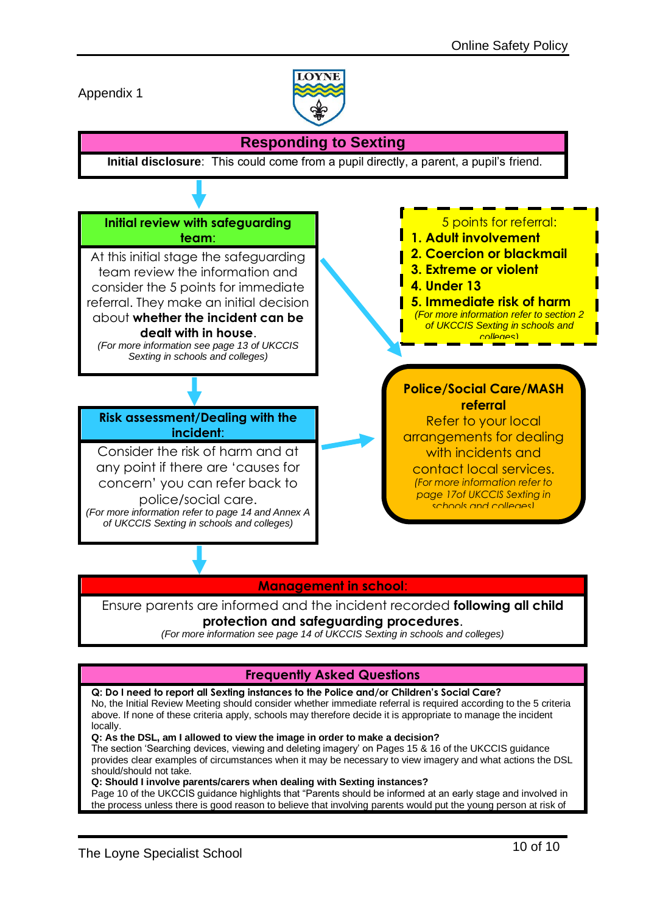Appendix 1

## Responding to Sexting

**Initial disclosure**: This could come from a pupil directly, a parent, a pupil's friend.

### Initial review with safeguarding team:

At this initial stage the safeguarding team review the information and consider the 5 points for immediate referral. They make an initial decision about **whether the incident can be dealt with in house**.

*(For more information see page 13 of UKCCIS Sexting in schools and colleges)*

5 points for referral:

1. **Adult involvement**
2. **Coercion or blackmail**
3. **Extreme or violent**
4. **Under 13**
5. **Immediate risk of harm**

*(For more information refer to section 2 of UKCCIS Sexting in schools and colleges)*

### Risk assessment/Dealing with the incident:

Consider the risk of harm and at any point if there are 'causes for concern' you can refer back to police/social care.

*(For more information refer to page 14 and Annex A of UKCCIS Sexting in schools and colleges)*

### Police/Social Care/MASH referral

Refer to your local arrangements for dealing with incidents and contact local services.

*(For more information refer to page 17of UKCCIS Sexting in schools and colleges)*

### Management in school:

Ensure parents are informed and the incident recorded **following all child protection and safeguarding procedures**.

*(For more information see page 14 of UKCCIS Sexting in schools and colleges)*

## Frequently Asked Questions

**Q: Do I need to report all Sexting instances to the Police and/or Children's Social Care?**
No, the Initial Review Meeting should consider whether immediate referral is required according to the 5 criteria above. If none of these criteria apply, schools may therefore decide it is appropriate to manage the incident locally.

**Q: As the DSL, am I allowed to view the image in order to make a decision?**
The section 'Searching devices, viewing and deleting imagery' on Pages 15 & 16 of the UKCCIS guidance provides clear examples of circumstances when it may be necessary to view imagery and what actions the DSL should/should not take.

**Q: Should I involve parents/carers when dealing with Sexting instances?**
Page 10 of the UKCCIS guidance highlights that "Parents should be informed at an early stage and involved in the process unless there is good reason to believe that involving parents would put the young person at risk of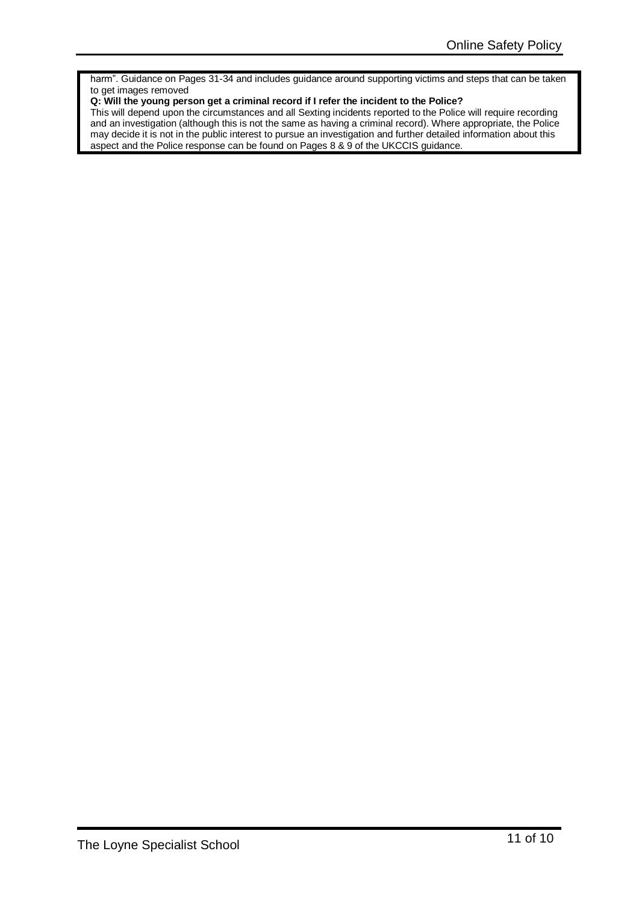harm". Guidance on Pages 31-34 and includes guidance around supporting victims and steps that can be taken to get images removed

**Q: Will the young person get a criminal record if I refer the incident to the Police?**

This will depend upon the circumstances and all Sexting incidents reported to the Police will require recording and an investigation (although this is not the same as having a criminal record). Where appropriate, the Police may decide it is not in the public interest to pursue an investigation and further detailed information about this aspect and the Police response can be found on Pages 8 & 9 of the UKCCIS guidance.